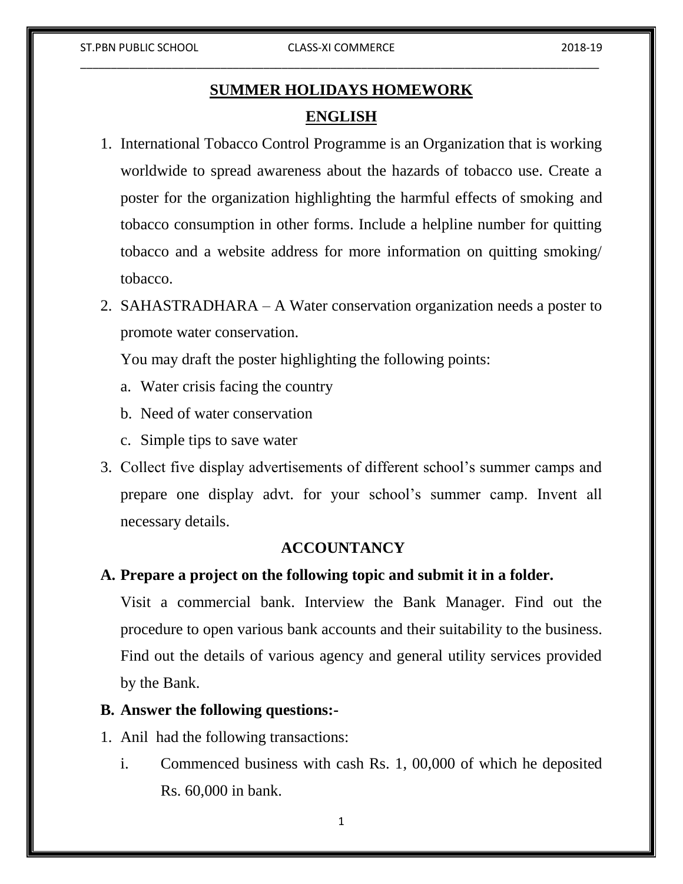# SUMMER HOLIDAYS HOMEWORK

## ENGLISH

1. International Tobacco Control Programme is an Organization that is working worldwide to spread awareness about the hazards of tobacco use. Create a poster for the organization highlighting the harmful effects of smoking and tobacco consumption in other forms. Include a helpline number for quitting tobacco and a website address for more information on quitting smoking/ tobacco.
2. SAHASTRADHARA – A Water conservation organization needs a poster to promote water conservation.

   You may draft the poster highlighting the following points:

   a. Water crisis facing the country
   b. Need of water conservation
   c. Simple tips to save water
3. Collect five display advertisements of different school's summer camps and prepare one display advt. for your school's summer camp. Invent all necessary details.

## ACCOUNTANCY

**A. Prepare a project on the following topic and submit it in a folder.**

Visit a commercial bank. Interview the Bank Manager. Find out the procedure to open various bank accounts and their suitability to the business. Find out the details of various agency and general utility services provided by the Bank.

**B. Answer the following questions:-**

1. Anil had the following transactions:
   i. Commenced business with cash Rs. 1, 00,000 of which he deposited Rs. 60,000 in bank.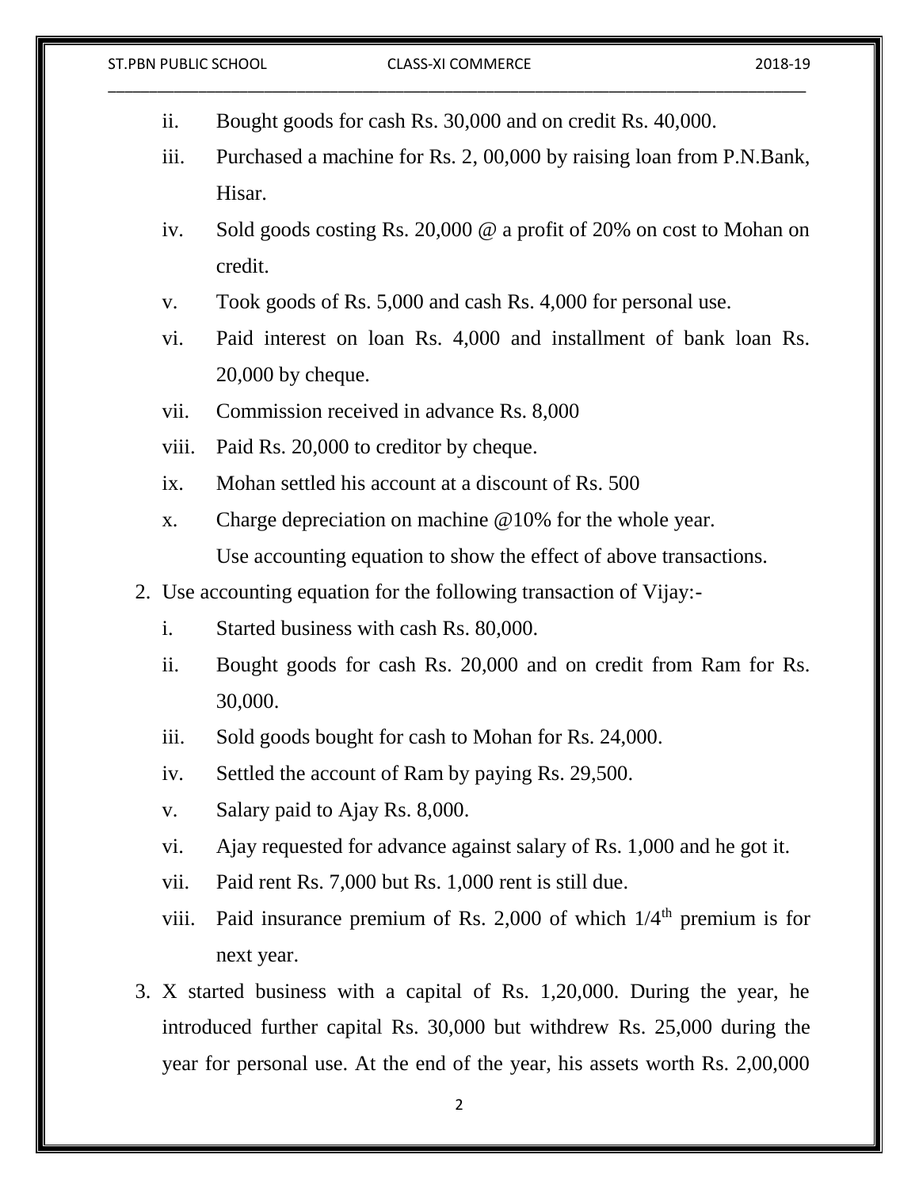ii. Bought goods for cash Rs. 30,000 and on credit Rs. 40,000.

iii. Purchased a machine for Rs. 2, 00,000 by raising loan from P.N.Bank, Hisar.

iv. Sold goods costing Rs. 20,000 @ a profit of 20% on cost to Mohan on credit.

v. Took goods of Rs. 5,000 and cash Rs. 4,000 for personal use.

vi. Paid interest on loan Rs. 4,000 and installment of bank loan Rs. 20,000 by cheque.

vii. Commission received in advance Rs. 8,000

viii. Paid Rs. 20,000 to creditor by cheque.

ix. Mohan settled his account at a discount of Rs. 500

x. Charge depreciation on machine @10% for the whole year.

Use accounting equation to show the effect of above transactions.

2. Use accounting equation for the following transaction of Vijay:-

   i. Started business with cash Rs. 80,000.

   ii. Bought goods for cash Rs. 20,000 and on credit from Ram for Rs. 30,000.

   iii. Sold goods bought for cash to Mohan for Rs. 24,000.

   iv. Settled the account of Ram by paying Rs. 29,500.

   v. Salary paid to Ajay Rs. 8,000.

   vi. Ajay requested for advance against salary of Rs. 1,000 and he got it.

   vii. Paid rent Rs. 7,000 but Rs. 1,000 rent is still due.

   viii. Paid insurance premium of Rs. 2,000 of which $1/4^{th}$ premium is for next year.

3. X started business with a capital of Rs. 1,20,000. During the year, he introduced further capital Rs. 30,000 but withdrew Rs. 25,000 during the year for personal use. At the end of the year, his assets worth Rs. 2,00,000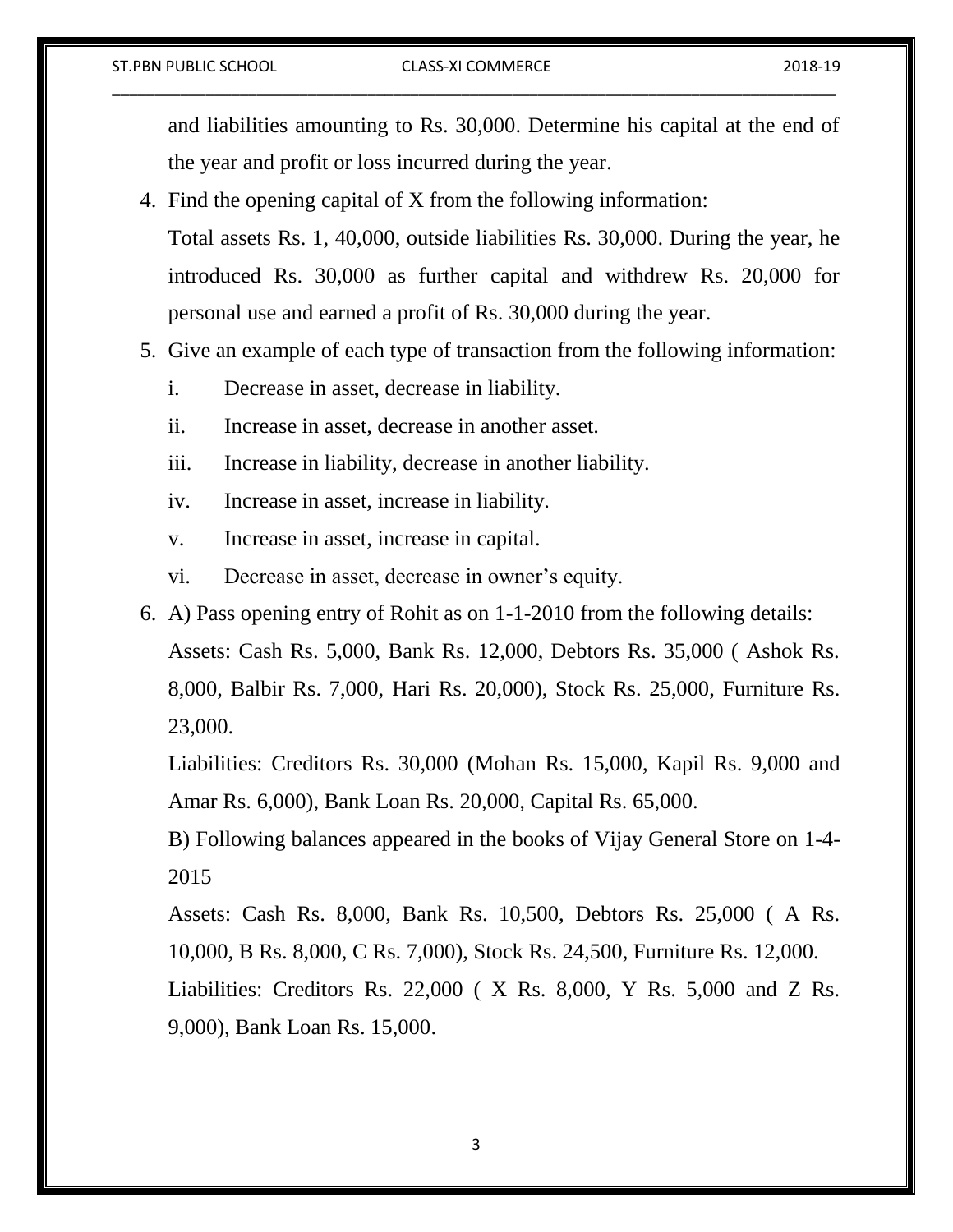and liabilities amounting to Rs. 30,000. Determine his capital at the end of the year and profit or loss incurred during the year.

4. Find the opening capital of X from the following information:
   Total assets Rs. 1, 40,000, outside liabilities Rs. 30,000. During the year, he introduced Rs. 30,000 as further capital and withdrew Rs. 20,000 for personal use and earned a profit of Rs. 30,000 during the year.
5. Give an example of each type of transaction from the following information:
   i. Decrease in asset, decrease in liability.
   ii. Increase in asset, decrease in another asset.
   iii. Increase in liability, decrease in another liability.
   iv. Increase in asset, increase in liability.
   v. Increase in asset, increase in capital.
   vi. Decrease in asset, decrease in owner's equity.
6. A) Pass opening entry of Rohit as on 1-1-2010 from the following details:
   Assets: Cash Rs. 5,000, Bank Rs. 12,000, Debtors Rs. 35,000 ( Ashok Rs. 8,000, Balbir Rs. 7,000, Hari Rs. 20,000), Stock Rs. 25,000, Furniture Rs. 23,000.
   Liabilities: Creditors Rs. 30,000 (Mohan Rs. 15,000, Kapil Rs. 9,000 and Amar Rs. 6,000), Bank Loan Rs. 20,000, Capital Rs. 65,000.
   B) Following balances appeared in the books of Vijay General Store on 1-4-2015
   Assets: Cash Rs. 8,000, Bank Rs. 10,500, Debtors Rs. 25,000 ( A Rs. 10,000, B Rs. 8,000, C Rs. 7,000), Stock Rs. 24,500, Furniture Rs. 12,000.
   Liabilities: Creditors Rs. 22,000 ( X Rs. 8,000, Y Rs. 5,000 and Z Rs. 9,000), Bank Loan Rs. 15,000.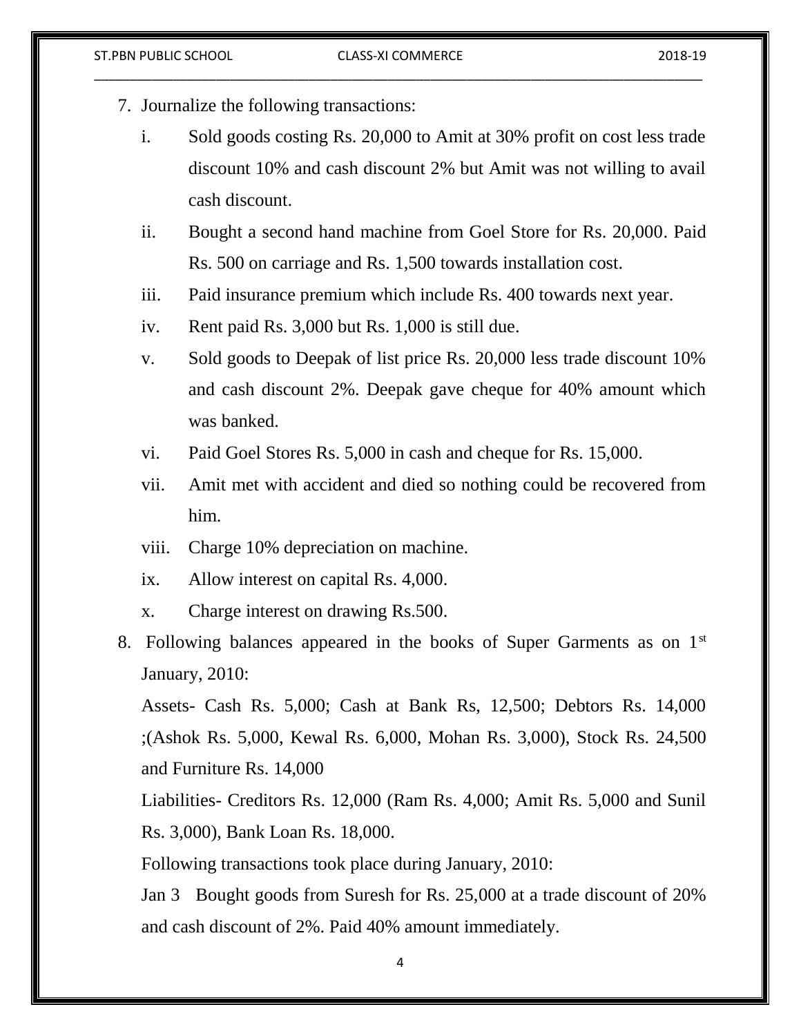7. Journalize the following transactions:

    i. Sold goods costing Rs. 20,000 to Amit at 30% profit on cost less trade discount 10% and cash discount 2% but Amit was not willing to avail cash discount.
    ii. Bought a second hand machine from Goel Store for Rs. 20,000. Paid Rs. 500 on carriage and Rs. 1,500 towards installation cost.
    iii. Paid insurance premium which include Rs. 400 towards next year.
    iv. Rent paid Rs. 3,000 but Rs. 1,000 is still due.
    v. Sold goods to Deepak of list price Rs. 20,000 less trade discount 10% and cash discount 2%. Deepak gave cheque for 40% amount which was banked.
    vi. Paid Goel Stores Rs. 5,000 in cash and cheque for Rs. 15,000.
    vii. Amit met with accident and died so nothing could be recovered from him.
    viii. Charge 10% depreciation on machine.
    ix. Allow interest on capital Rs. 4,000.
    x. Charge interest on drawing Rs.500.

8. Following balances appeared in the books of Super Garments as on 1st January, 2010:

    Assets- Cash Rs. 5,000; Cash at Bank Rs, 12,500; Debtors Rs. 14,000 ;(Ashok Rs. 5,000, Kewal Rs. 6,000, Mohan Rs. 3,000), Stock Rs. 24,500 and Furniture Rs. 14,000

    Liabilities- Creditors Rs. 12,000 (Ram Rs. 4,000; Amit Rs. 5,000 and Sunil Rs. 3,000), Bank Loan Rs. 18,000.

    Following transactions took place during January, 2010:

    Jan 3 Bought goods from Suresh for Rs. 25,000 at a trade discount of 20% and cash discount of 2%. Paid 40% amount immediately.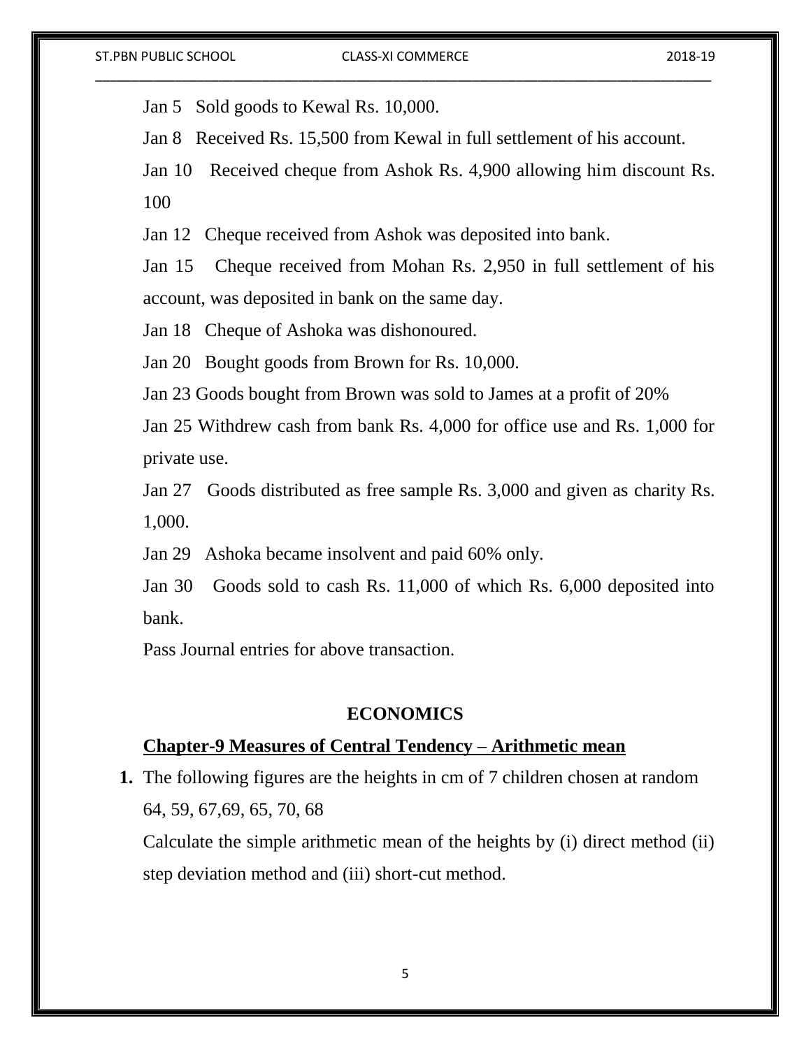Jan 5 Sold goods to Kewal Rs. 10,000.

Jan 8 Received Rs. 15,500 from Kewal in full settlement of his account.

Jan 10 Received cheque from Ashok Rs. 4,900 allowing him discount Rs. 100

Jan 12 Cheque received from Ashok was deposited into bank.

Jan 15 Cheque received from Mohan Rs. 2,950 in full settlement of his account, was deposited in bank on the same day.

Jan 18 Cheque of Ashoka was dishonoured.

Jan 20 Bought goods from Brown for Rs. 10,000.

Jan 23 Goods bought from Brown was sold to James at a profit of 20%

Jan 25 Withdrew cash from bank Rs. 4,000 for office use and Rs. 1,000 for private use.

Jan 27 Goods distributed as free sample Rs. 3,000 and given as charity Rs. 1,000.

Jan 29 Ashoka became insolvent and paid 60% only.

Jan 30 Goods sold to cash Rs. 11,000 of which Rs. 6,000 deposited into bank.

Pass Journal entries for above transaction.

## ECONOMICS

### Chapter-9 Measures of Central Tendency – Arithmetic mean

1. The following figures are the heights in cm of 7 children chosen at random

   64, 59, 67,69, 65, 70, 68

   Calculate the simple arithmetic mean of the heights by (i) direct method (ii) step deviation method and (iii) short-cut method.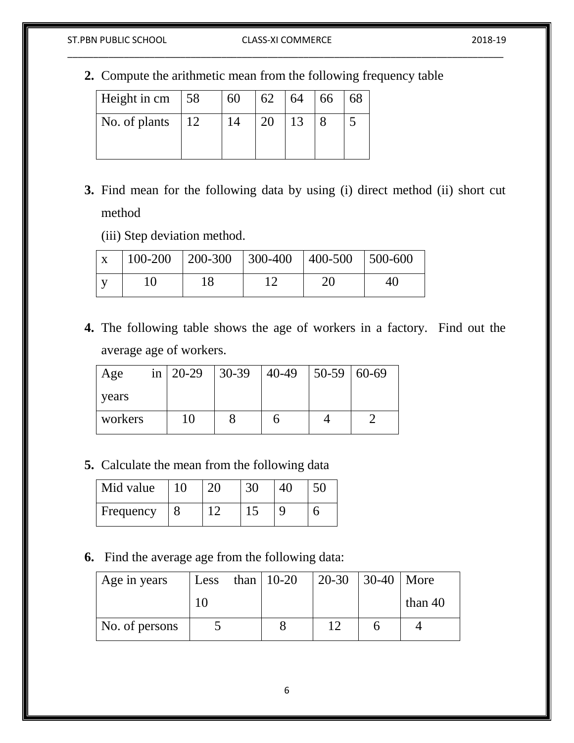**2.** Compute the arithmetic mean from the following frequency table

| Height in cm | 58 | 60 | 62 | 64 | 66 | 68 |
|---|---|---|---|---|---|---|
| No. of plants | 12 | 14 | 20 | 13 | 8 | 5 |

**3.** Find mean for the following data by using (i) direct method (ii) short cut method

(iii) Step deviation method.

| x | 100-200 | 200-300 | 300-400 | 400-500 | 500-600 |
|---|---|---|---|---|---|
| y | 10 | 18 | 12 | 20 | 40 |

**4.** The following table shows the age of workers in a factory. Find out the average age of workers.

| Age in years | 20-29 | 30-39 | 40-49 | 50-59 | 60-69 |
|---|---|---|---|---|---|
| workers | 10 | 8 | 6 | 4 | 2 |

**5.** Calculate the mean from the following data

| Mid value | 10 | 20 | 30 | 40 | 50 |
|---|---|---|---|---|---|
| Frequency | 8 | 12 | 15 | 9 | 6 |

**6.** Find the average age from the following data:

| Age in years | Less than 10 | 10-20 | 20-30 | 30-40 | More than 40 |
|---|---|---|---|---|---|
| No. of persons | 5 | 8 | 12 | 6 | 4 |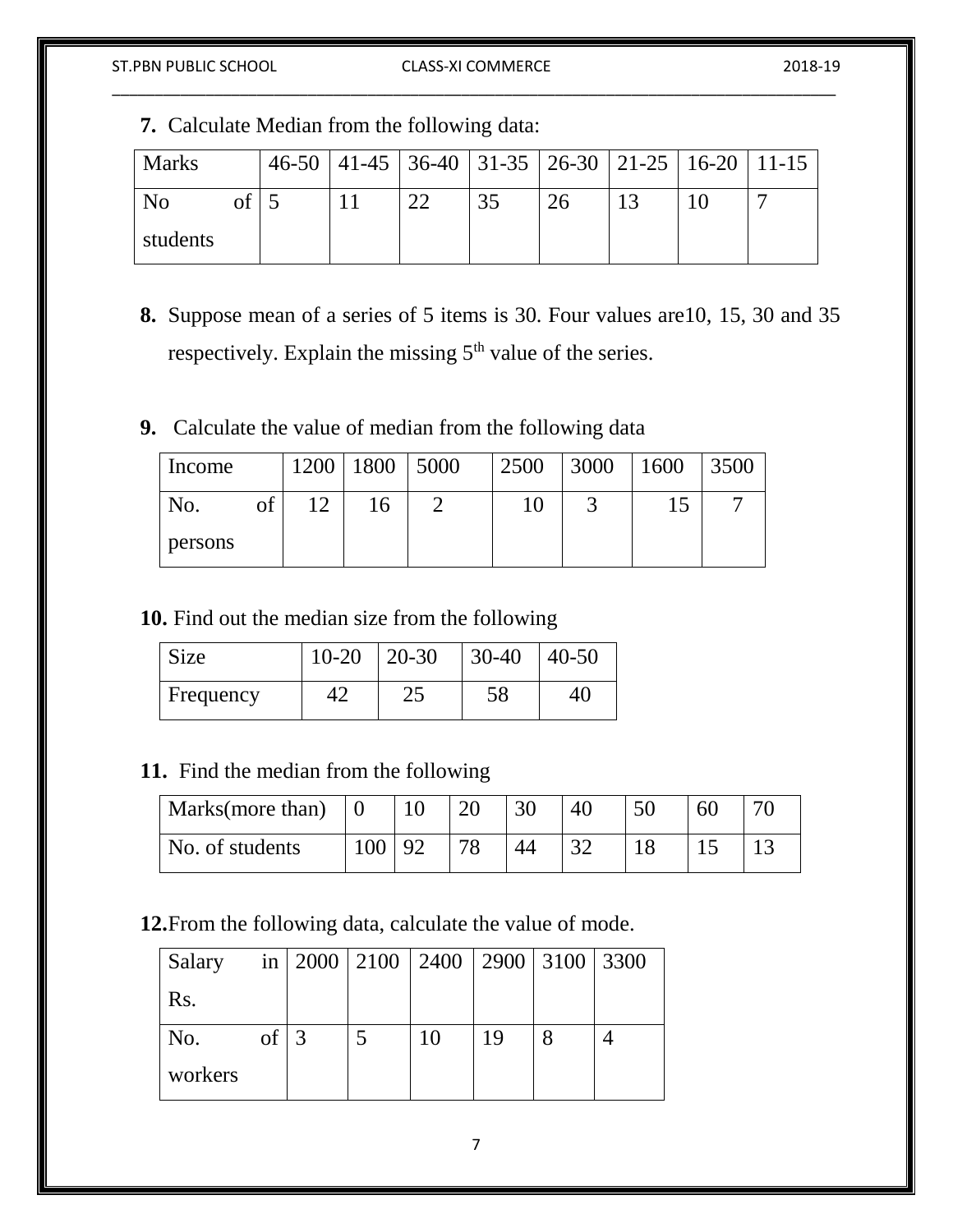**7.** Calculate Median from the following data:

| Marks | 46-50 | 41-45 | 36-40 | 31-35 | 26-30 | 21-25 | 16-20 | 11-15 |
|---|---|---|---|---|---|---|---|---|
| No of students | 5 | 11 | 22 | 35 | 26 | 13 | 10 | 7 |

**8.** Suppose mean of a series of 5 items is 30. Four values are10, 15, 30 and 35 respectively. Explain the missing 5th value of the series.

**9.** Calculate the value of median from the following data

| Income | 1200 | 1800 | 5000 | 2500 | 3000 | 1600 | 3500 |
|---|---|---|---|---|---|---|---|
| No. of persons | 12 | 16 | 2 | 10 | 3 | 15 | 7 |

**10.** Find out the median size from the following

| Size | 10-20 | 20-30 | 30-40 | 40-50 |
|---|---|---|---|---|
| Frequency | 42 | 25 | 58 | 40 |

**11.** Find the median from the following

| Marks(more than) | 0 | 10 | 20 | 30 | 40 | 50 | 60 | 70 |
|---|---|---|---|---|---|---|---|---|
| No. of students | 100 | 92 | 78 | 44 | 32 | 18 | 15 | 13 |

**12.** From the following data, calculate the value of mode.

| Salary in Rs. | 2000 | 2100 | 2400 | 2900 | 3100 | 3300 |
|---|---|---|---|---|---|---|
| No. of workers | 3 | 5 | 10 | 19 | 8 | 4 |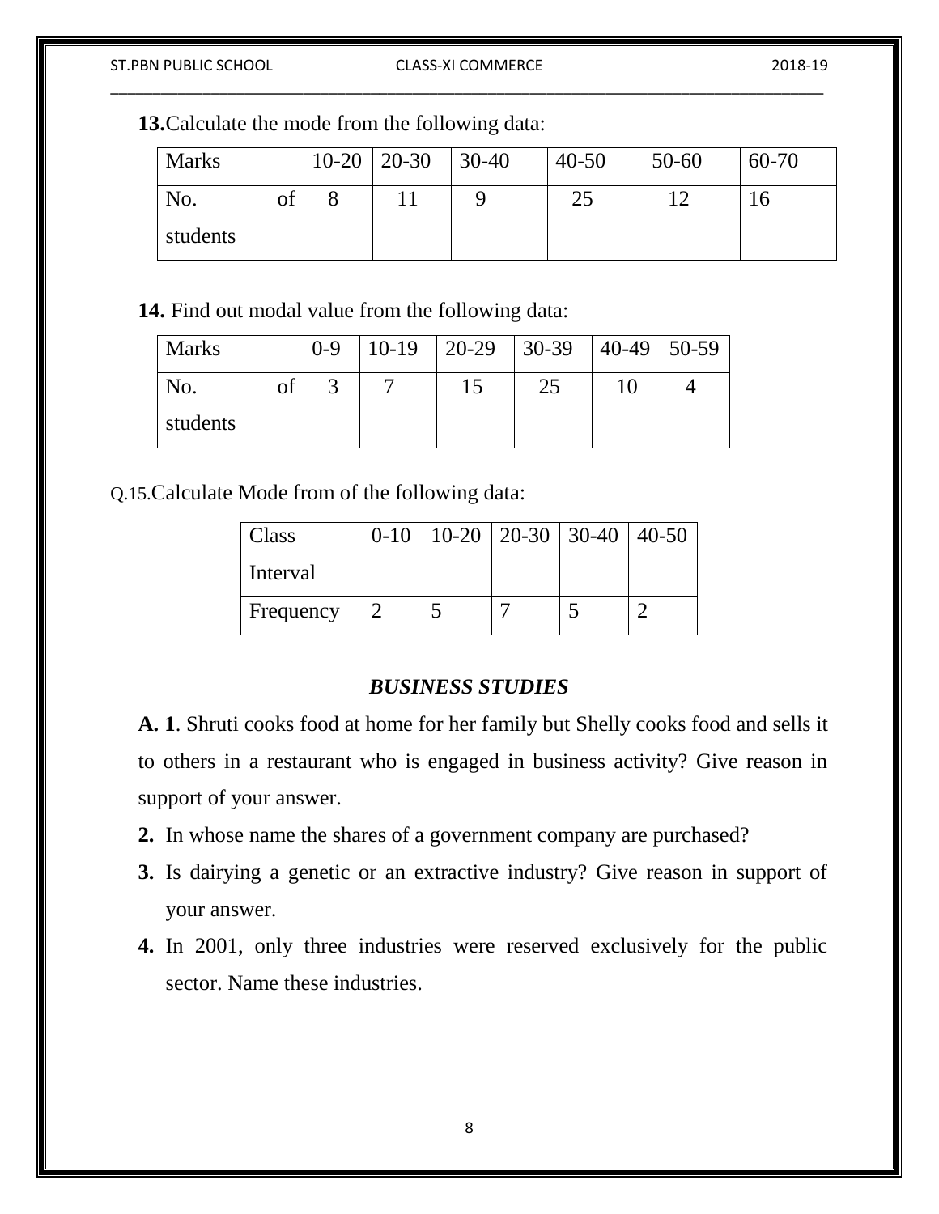**13.** Calculate the mode from the following data:

| Marks | 10-20 | 20-30 | 30-40 | 40-50 | 50-60 | 60-70 |
|---|---|---|---|---|---|---|
| No. of students | 8 | 11 | 9 | 25 | 12 | 16 |

**14.** Find out modal value from the following data:

| Marks | 0-9 | 10-19 | 20-29 | 30-39 | 40-49 | 50-59 |
|---|---|---|---|---|---|---|
| No. of students | 3 | 7 | 15 | 25 | 10 | 4 |

Q.15. Calculate Mode from of the following data:

| Class Interval | 0-10 | 10-20 | 20-30 | 30-40 | 40-50 |
|---|---|---|---|---|---|
| Frequency | 2 | 5 | 7 | 5 | 2 |

## *BUSINESS STUDIES*

**A. 1**. Shruti cooks food at home for her family but Shelly cooks food and sells it to others in a restaurant who is engaged in business activity? Give reason in support of your answer.

**2.** In whose name the shares of a government company are purchased?

**3.** Is dairying a genetic or an extractive industry? Give reason in support of your answer.

**4.** In 2001, only three industries were reserved exclusively for the public sector. Name these industries.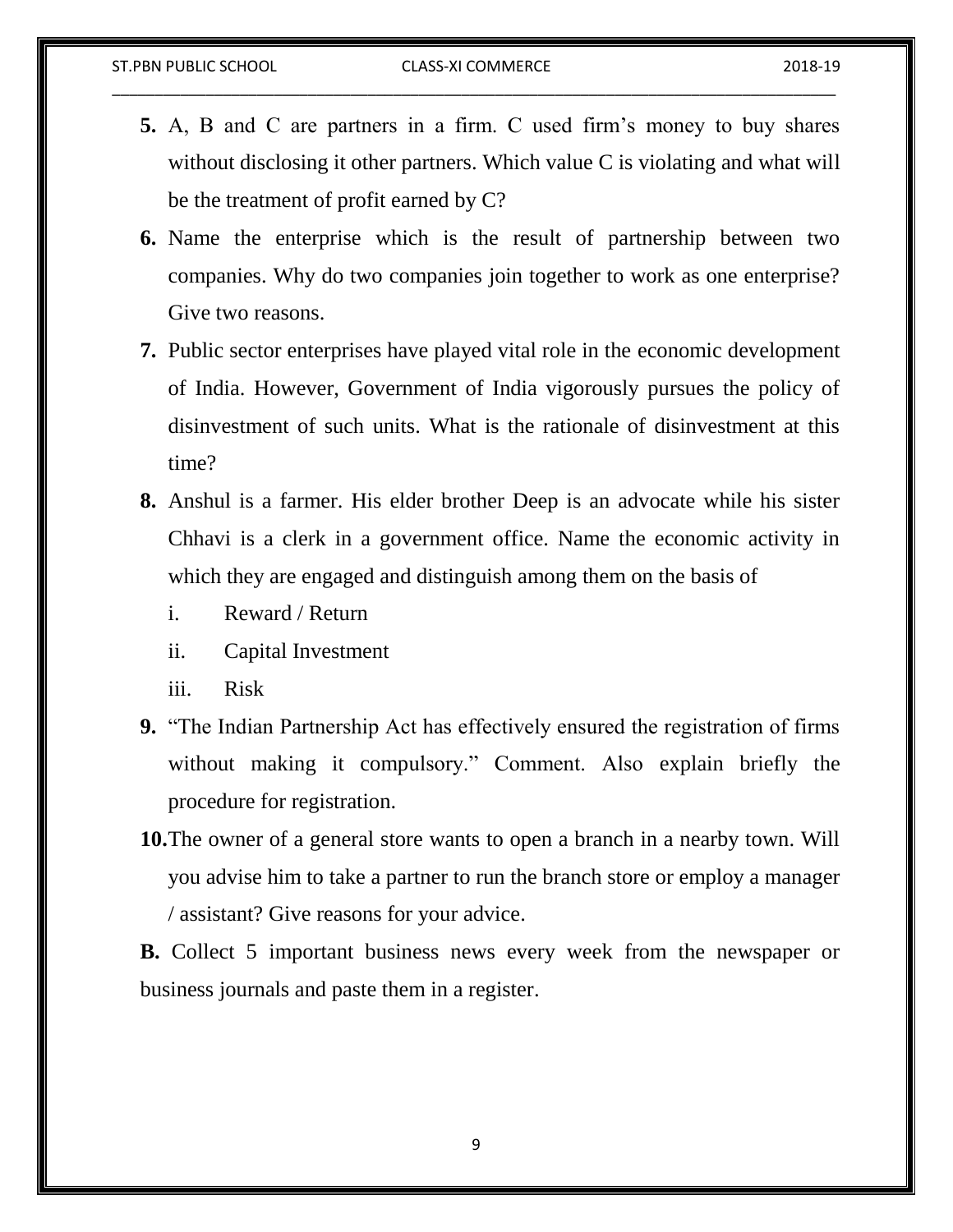**5.** A, B and C are partners in a firm. C used firm's money to buy shares without disclosing it other partners. Which value C is violating and what will be the treatment of profit earned by C?

**6.** Name the enterprise which is the result of partnership between two companies. Why do two companies join together to work as one enterprise? Give two reasons.

**7.** Public sector enterprises have played vital role in the economic development of India. However, Government of India vigorously pursues the policy of disinvestment of such units. What is the rationale of disinvestment at this time?

**8.** Anshul is a farmer. His elder brother Deep is an advocate while his sister Chhavi is a clerk in a government office. Name the economic activity in which they are engaged and distinguish among them on the basis of

   i. Reward / Return

   ii. Capital Investment

   iii. Risk

**9.** "The Indian Partnership Act has effectively ensured the registration of firms without making it compulsory." Comment. Also explain briefly the procedure for registration.

**10.** The owner of a general store wants to open a branch in a nearby town. Will you advise him to take a partner to run the branch store or employ a manager / assistant? Give reasons for your advice.

**B.** Collect 5 important business news every week from the newspaper or business journals and paste them in a register.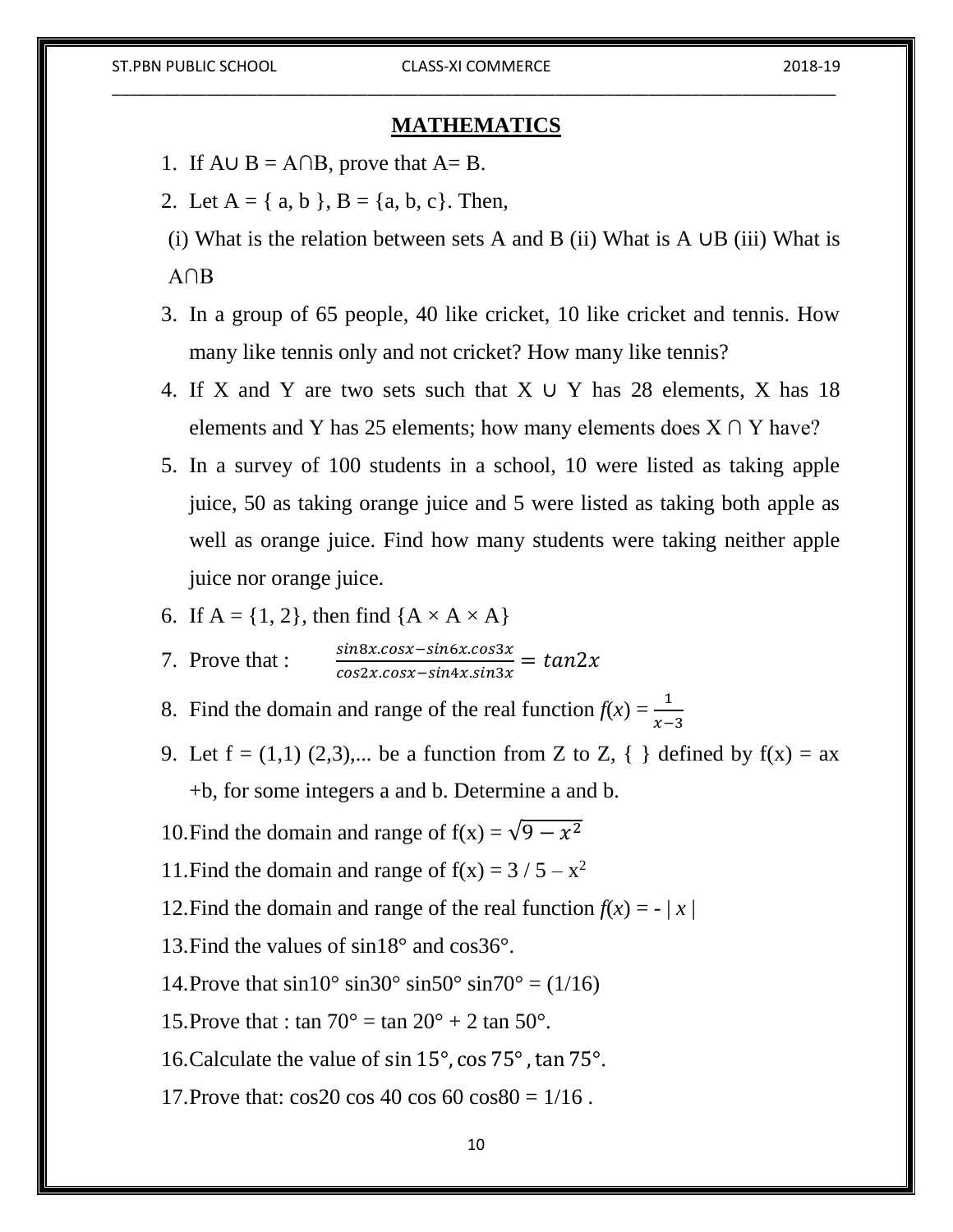# MATHEMATICS

1. If A∪ B = A∩B, prove that A= B.
2. Let A = { a, b }, B = {a, b, c}. Then,

 (i) What is the relation between sets A and B (ii) What is A ∪B (iii) What is A∩B

3. In a group of 65 people, 40 like cricket, 10 like cricket and tennis. How many like tennis only and not cricket? How many like tennis?
4. If X and Y are two sets such that X ∪ Y has 28 elements, X has 18 elements and Y has 25 elements; how many elements does X ∩ Y have?
5. In a survey of 100 students in a school, 10 were listed as taking apple juice, 50 as taking orange juice and 5 were listed as taking both apple as well as orange juice. Find how many students were taking neither apple juice nor orange juice.
6. If A = {1, 2}, then find {A × A × A}
7. Prove that : $\frac{sin8x.cosx - sin6x.cos3x}{cos2x.cosx - sin4x.sin3x} = tan2x$
8. Find the domain and range of the real function $f(x) = \frac{1}{x-3}$
9. Let f = (1,1) (2,3),... be a function from Z to Z, { } defined by f(x) = ax +b, for some integers a and b. Determine a and b.
10. Find the domain and range of $f(x) = \sqrt{9 - x^2}$
11. Find the domain and range of $f(x) = 3 / 5 - x^2$
12. Find the domain and range of the real function $f(x) = - | x |$
13. Find the values of sin18° and cos36°.
14. Prove that sin10° sin30° sin50° sin70° = (1/16)
15. Prove that : tan 70° = tan 20° + 2 tan 50°.
16. Calculate the value of $\sin 15°, \cos 75°, \tan 75°$.
17. Prove that: cos20 cos 40 cos 60 cos80 = 1/16 .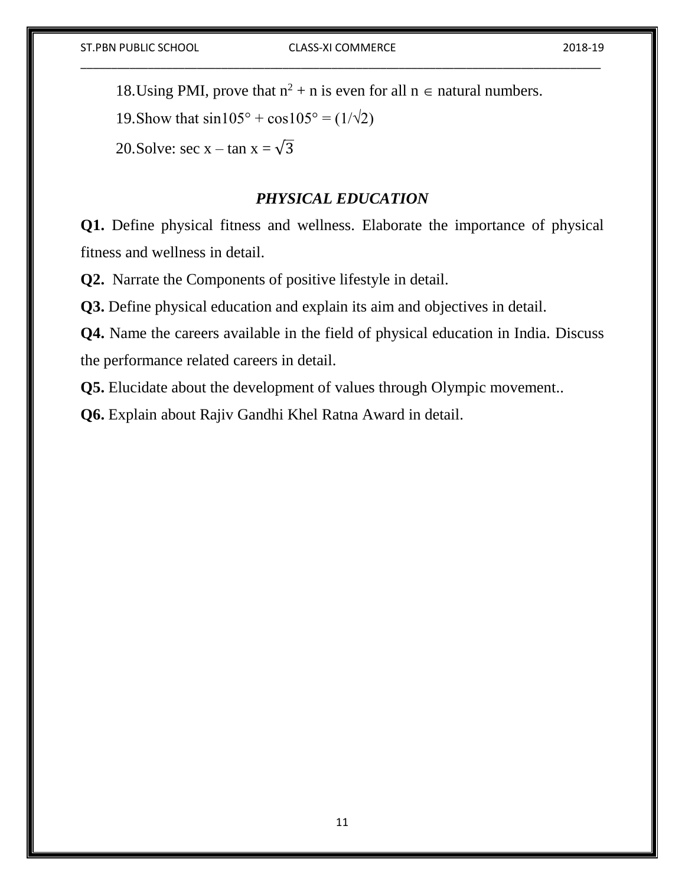18. Using PMI, prove that $n^2 + n$ is even for all $n \in$ natural numbers.

19. Show that $\sin 105° + \cos 105° = (1/\sqrt{2})$

20. Solve: $\sec x - \tan x = \sqrt{3}$

## *PHYSICAL EDUCATION*

**Q1.** Define physical fitness and wellness. Elaborate the importance of physical fitness and wellness in detail.

**Q2.** Narrate the Components of positive lifestyle in detail.

**Q3.** Define physical education and explain its aim and objectives in detail.

**Q4.** Name the careers available in the field of physical education in India. Discuss the performance related careers in detail.

**Q5.** Elucidate about the development of values through Olympic movement..

**Q6.** Explain about Rajiv Gandhi Khel Ratna Award in detail.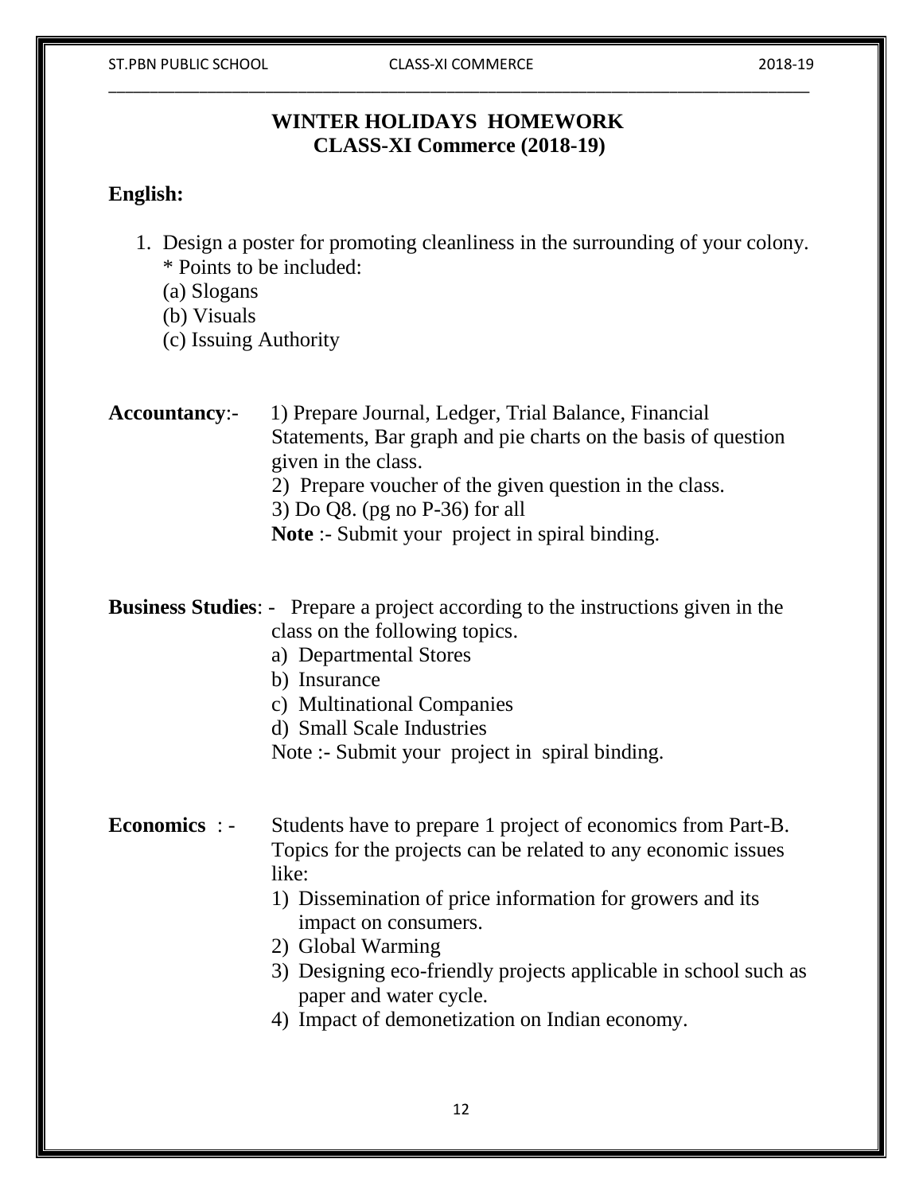# WINTER HOLIDAYS HOMEWORK
## CLASS-XI Commerce (2018-19)

**English:**

1. Design a poster for promoting cleanliness in the surrounding of your colony.
   * Points to be included:
   (a) Slogans
   (b) Visuals
   (c) Issuing Authority

**Accountancy**:-
1) Prepare Journal, Ledger, Trial Balance, Financial Statements, Bar graph and pie charts on the basis of question given in the class.
2) Prepare voucher of the given question in the class.
3) Do Q8. (pg no P-36) for all

**Note** :- Submit your project in spiral binding.

**Business Studies**: - Prepare a project according to the instructions given in the class on the following topics.

a) Departmental Stores
b) Insurance
c) Multinational Companies
d) Small Scale Industries

Note :- Submit your project in spiral binding.

**Economics** : - Students have to prepare 1 project of economics from Part-B. Topics for the projects can be related to any economic issues like:

1) Dissemination of price information for growers and its impact on consumers.
2) Global Warming
3) Designing eco-friendly projects applicable in school such as paper and water cycle.
4) Impact of demonetization on Indian economy.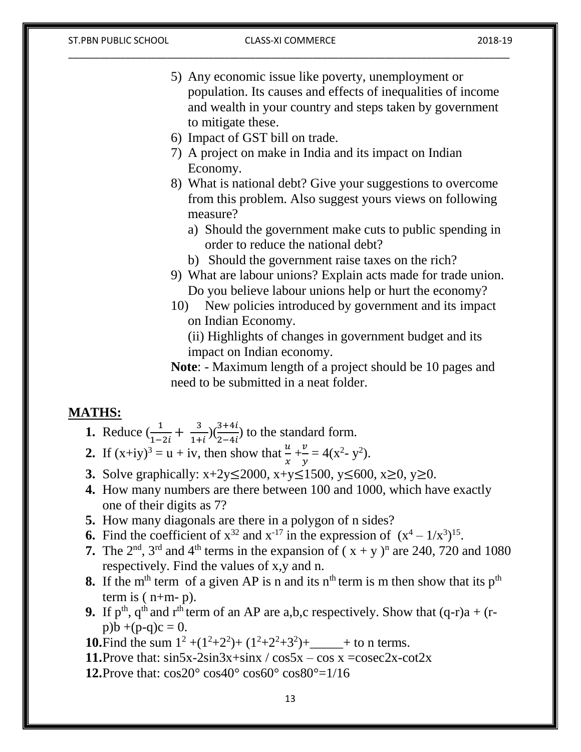5) Any economic issue like poverty, unemployment or population. Its causes and effects of inequalities of income and wealth in your country and steps taken by government to mitigate these.
6) Impact of GST bill on trade.
7) A project on make in India and its impact on Indian Economy.
8) What is national debt? Give your suggestions to overcome from this problem. Also suggest yours views on following measure?
   a) Should the government make cuts to public spending in order to reduce the national debt?
   b) Should the government raise taxes on the rich?
9) What are labour unions? Explain acts made for trade union. Do you believe labour unions help or hurt the economy?
10) New policies introduced by government and its impact on Indian Economy.

    (ii) Highlights of changes in government budget and its impact on Indian economy.

**Note**: - Maximum length of a project should be 10 pages and need to be submitted in a neat folder.

## MATHS:

1. Reduce $\left(\frac{1}{1-2i} + \frac{3}{1+i}\right)\left(\frac{3+4i}{2-4i}\right)$ to the standard form.
2. If $(x+iy)^3 = u + iv$, then show that $\frac{u}{x} + \frac{v}{y} = 4(x^2 - y^2)$.
3. Solve graphically: $x+2y \leq 2000$, $x+y \leq 1500$, $y \leq 600$, $x \geq 0$, $y \geq 0$.
4. How many numbers are there between 100 and 1000, which have exactly one of their digits as 7?
5. How many diagonals are there in a polygon of n sides?
6. Find the coefficient of $x^{32}$ and $x^{-17}$ in the expression of $(x^4 - 1/x^3)^{15}$.
7. The $2^{nd}$, $3^{rd}$ and $4^{th}$ terms in the expansion of $(x + y)^n$ are 240, 720 and 1080 respectively. Find the values of x,y and n.
8. If the $m^{th}$ term of a given AP is n and its $n^{th}$ term is m then show that its $p^{th}$ term is $(n+m-p)$.
9. If $p^{th}$, $q^{th}$ and $r^{th}$ term of an AP are a,b,c respectively. Show that $(q-r)a + (r-p)b + (p-q)c = 0$.
10. Find the sum $1^2 + (1^2+2^2) + (1^2+2^2+3^2) +$_____+ to n terms.
11. Prove that: $\sin 5x - 2\sin 3x + \sin x / \cos 5x - \cos x = \operatorname{cosec} 2x - \cot 2x$
12. Prove that: $\cos 20° \cos 40° \cos 60° \cos 80° = 1/16$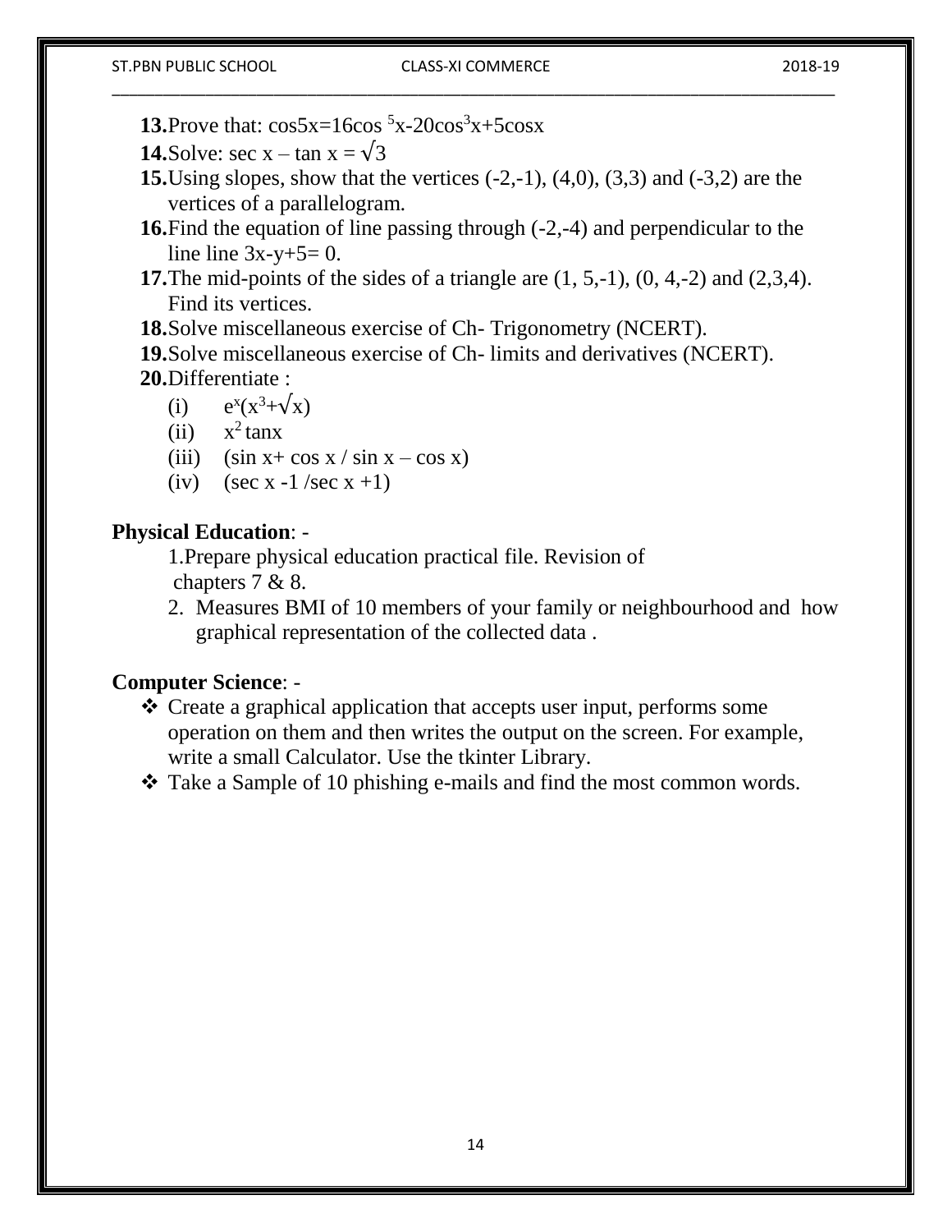13. Prove that: $\cos 5x = 16\cos^5 x - 20\cos^3 x + 5\cos x$
14. Solve: $\sec x - \tan x = \sqrt{3}$
15. Using slopes, show that the vertices (-2,-1), (4,0), (3,3) and (-3,2) are the vertices of a parallelogram.
16. Find the equation of line passing through (-2,-4) and perpendicular to the line line $3x-y+5=0$.
17. The mid-points of the sides of a triangle are (1, 5,-1), (0, 4,-2) and (2,3,4). Find its vertices.
18. Solve miscellaneous exercise of Ch- Trigonometry (NCERT).
19. Solve miscellaneous exercise of Ch- limits and derivatives (NCERT).
20. Differentiate :
    (i) $e^x(x^3+\sqrt{x})$
    (ii) $x^2 \tan x$
    (iii) $(\sin x + \cos x / \sin x - \cos x)$
    (iv) $(\sec x - 1 / \sec x + 1)$

**Physical Education**: -

1. Prepare physical education practical file. Revision of chapters 7 & 8.
2. Measures BMI of 10 members of your family or neighbourhood and how graphical representation of the collected data .

**Computer Science**: -

- Create a graphical application that accepts user input, performs some operation on them and then writes the output on the screen. For example, write a small Calculator. Use the tkinter Library.
- Take a Sample of 10 phishing e-mails and find the most common words.